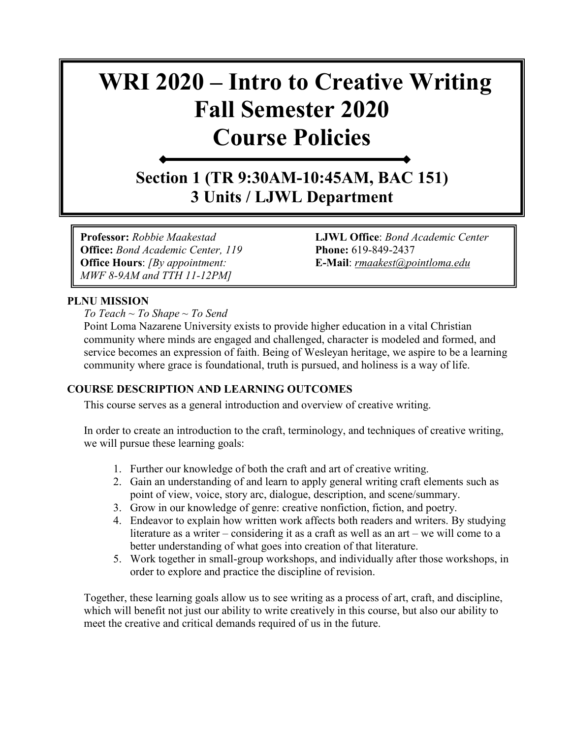# WRI 2020 – Intro to Creative Writing
# Fall Semester 2020
# Course Policies

## Section 1 (TR 9:30AM-10:45AM, BAC 151)
## 3 Units / LJWL Department

**Professor:** *Robbie Maakestad*
**Office:** *Bond Academic Center, 119*
**Office Hours**: *[By appointment: MWF 8-9AM and TTH 11-12PM]*

**LJWL Office**: *Bond Academic Center*
**Phone:** 619-849-2437
**E-Mail**: *rmaakest@pointloma.edu*

### PLNU MISSION

*To Teach ~ To Shape ~ To Send*

Point Loma Nazarene University exists to provide higher education in a vital Christian community where minds are engaged and challenged, character is modeled and formed, and service becomes an expression of faith. Being of Wesleyan heritage, we aspire to be a learning community where grace is foundational, truth is pursued, and holiness is a way of life.

### COURSE DESCRIPTION AND LEARNING OUTCOMES

This course serves as a general introduction and overview of creative writing.

In order to create an introduction to the craft, terminology, and techniques of creative writing, we will pursue these learning goals:

1. Further our knowledge of both the craft and art of creative writing.
2. Gain an understanding of and learn to apply general writing craft elements such as point of view, voice, story arc, dialogue, description, and scene/summary.
3. Grow in our knowledge of genre: creative nonfiction, fiction, and poetry.
4. Endeavor to explain how written work affects both readers and writers. By studying literature as a writer – considering it as a craft as well as an art – we will come to a better understanding of what goes into creation of that literature.
5. Work together in small-group workshops, and individually after those workshops, in order to explore and practice the discipline of revision.

Together, these learning goals allow us to see writing as a process of art, craft, and discipline, which will benefit not just our ability to write creatively in this course, but also our ability to meet the creative and critical demands required of us in the future.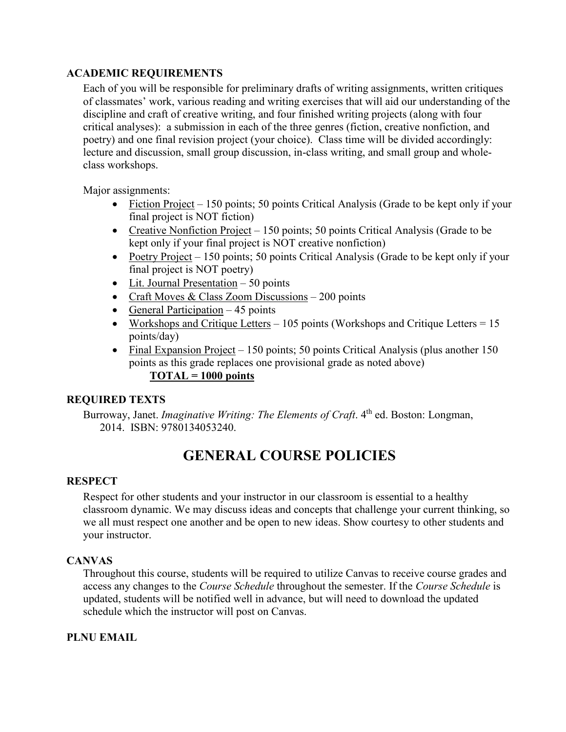## ACADEMIC REQUIREMENTS

Each of you will be responsible for preliminary drafts of writing assignments, written critiques of classmates' work, various reading and writing exercises that will aid our understanding of the discipline and craft of creative writing, and four finished writing projects (along with four critical analyses): a submission in each of the three genres (fiction, creative nonfiction, and poetry) and one final revision project (your choice). Class time will be divided accordingly: lecture and discussion, small group discussion, in-class writing, and small group and whole-class workshops.

Major assignments:

- <u>Fiction Project</u> – 150 points; 50 points Critical Analysis (Grade to be kept only if your final project is NOT fiction)
- <u>Creative Nonfiction Project</u> – 150 points; 50 points Critical Analysis (Grade to be kept only if your final project is NOT creative nonfiction)
- <u>Poetry Project</u> – 150 points; 50 points Critical Analysis (Grade to be kept only if your final project is NOT poetry)
- <u>Lit. Journal Presentation</u> – 50 points
- <u>Craft Moves & Class Zoom Discussions</u> – 200 points
- <u>General Participation</u> – 45 points
- <u>Workshops and Critique Letters</u> – 105 points (Workshops and Critique Letters = 15 points/day)
- <u>Final Expansion Project</u> – 150 points; 50 points Critical Analysis (plus another 150 points as this grade replaces one provisional grade as noted above)

**<u>TOTAL = 1000 points</u>**

## REQUIRED TEXTS

Burroway, Janet. *Imaginative Writing: The Elements of Craft*. 4th ed. Boston: Longman, 2014. ISBN: 9780134053240.

# GENERAL COURSE POLICIES

## RESPECT

Respect for other students and your instructor in our classroom is essential to a healthy classroom dynamic. We may discuss ideas and concepts that challenge your current thinking, so we all must respect one another and be open to new ideas. Show courtesy to other students and your instructor.

## CANVAS

Throughout this course, students will be required to utilize Canvas to receive course grades and access any changes to the *Course Schedule* throughout the semester. If the *Course Schedule* is updated, students will be notified well in advance, but will need to download the updated schedule which the instructor will post on Canvas.

## PLNU EMAIL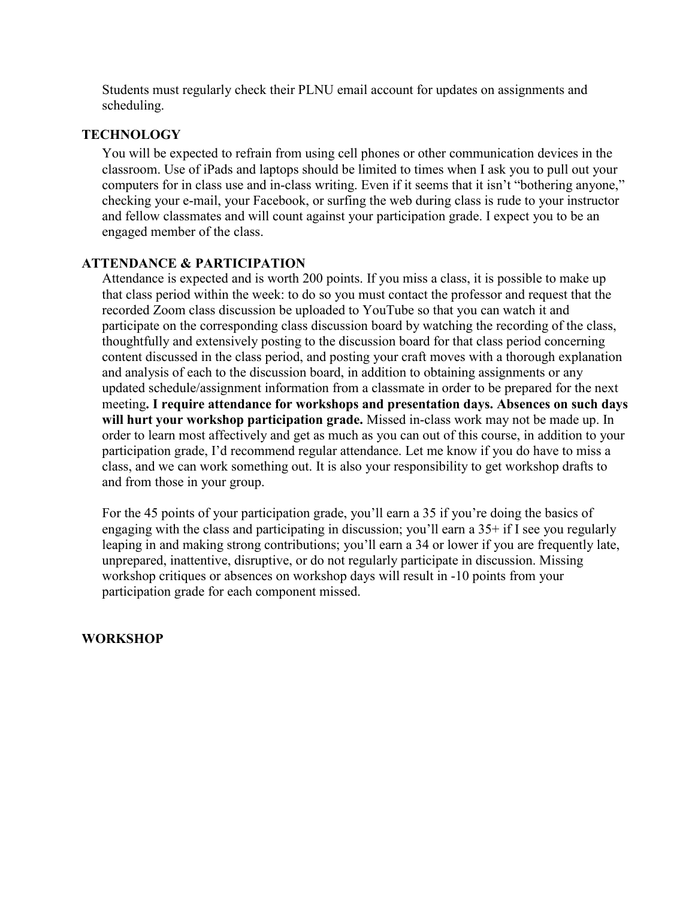Students must regularly check their PLNU email account for updates on assignments and scheduling.

## TECHNOLOGY

You will be expected to refrain from using cell phones or other communication devices in the classroom. Use of iPads and laptops should be limited to times when I ask you to pull out your computers for in class use and in-class writing. Even if it seems that it isn't "bothering anyone," checking your e-mail, your Facebook, or surfing the web during class is rude to your instructor and fellow classmates and will count against your participation grade. I expect you to be an engaged member of the class.

## ATTENDANCE & PARTICIPATION

Attendance is expected and is worth 200 points. If you miss a class, it is possible to make up that class period within the week: to do so you must contact the professor and request that the recorded Zoom class discussion be uploaded to YouTube so that you can watch it and participate on the corresponding class discussion board by watching the recording of the class, thoughtfully and extensively posting to the discussion board for that class period concerning content discussed in the class period, and posting your craft moves with a thorough explanation and analysis of each to the discussion board, in addition to obtaining assignments or any updated schedule/assignment information from a classmate in order to be prepared for the next meeting**. I require attendance for workshops and presentation days. Absences on such days will hurt your workshop participation grade.** Missed in-class work may not be made up. In order to learn most affectively and get as much as you can out of this course, in addition to your participation grade, I'd recommend regular attendance. Let me know if you do have to miss a class, and we can work something out. It is also your responsibility to get workshop drafts to and from those in your group.

For the 45 points of your participation grade, you'll earn a 35 if you're doing the basics of engaging with the class and participating in discussion; you'll earn a 35+ if I see you regularly leaping in and making strong contributions; you'll earn a 34 or lower if you are frequently late, unprepared, inattentive, disruptive, or do not regularly participate in discussion. Missing workshop critiques or absences on workshop days will result in -10 points from your participation grade for each component missed.

## WORKSHOP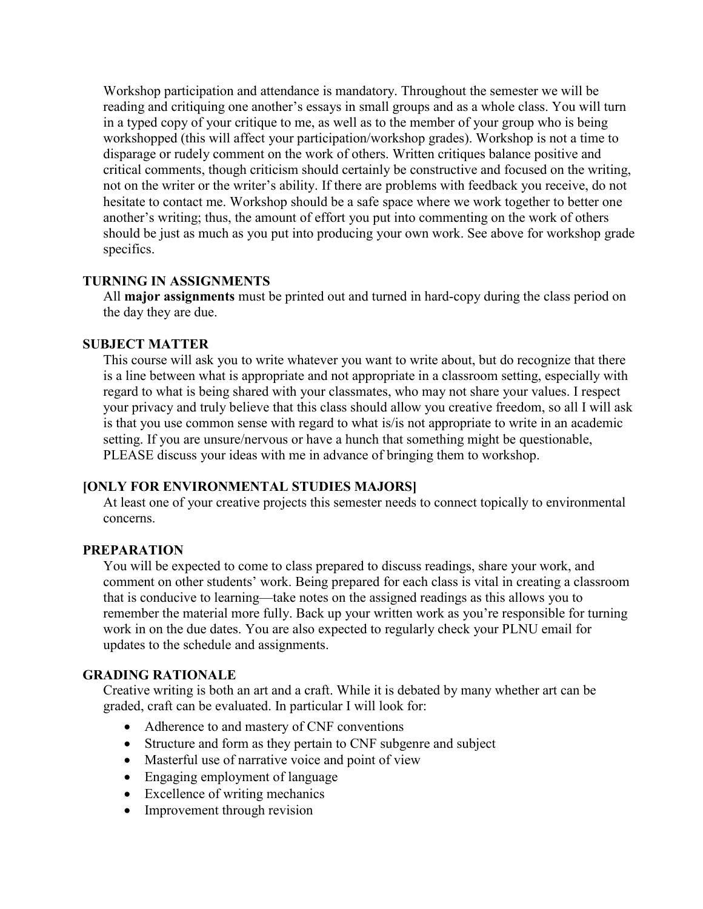Workshop participation and attendance is mandatory. Throughout the semester we will be reading and critiquing one another's essays in small groups and as a whole class. You will turn in a typed copy of your critique to me, as well as to the member of your group who is being workshopped (this will affect your participation/workshop grades). Workshop is not a time to disparage or rudely comment on the work of others. Written critiques balance positive and critical comments, though criticism should certainly be constructive and focused on the writing, not on the writer or the writer's ability. If there are problems with feedback you receive, do not hesitate to contact me. Workshop should be a safe space where we work together to better one another's writing; thus, the amount of effort you put into commenting on the work of others should be just as much as you put into producing your own work. See above for workshop grade specifics.

### TURNING IN ASSIGNMENTS

All **major assignments** must be printed out and turned in hard-copy during the class period on the day they are due.

### SUBJECT MATTER

This course will ask you to write whatever you want to write about, but do recognize that there is a line between what is appropriate and not appropriate in a classroom setting, especially with regard to what is being shared with your classmates, who may not share your values. I respect your privacy and truly believe that this class should allow you creative freedom, so all I will ask is that you use common sense with regard to what is/is not appropriate to write in an academic setting. If you are unsure/nervous or have a hunch that something might be questionable, PLEASE discuss your ideas with me in advance of bringing them to workshop.

### [ONLY FOR ENVIRONMENTAL STUDIES MAJORS]

At least one of your creative projects this semester needs to connect topically to environmental concerns.

### PREPARATION

You will be expected to come to class prepared to discuss readings, share your work, and comment on other students' work. Being prepared for each class is vital in creating a classroom that is conducive to learning—take notes on the assigned readings as this allows you to remember the material more fully. Back up your written work as you're responsible for turning work in on the due dates. You are also expected to regularly check your PLNU email for updates to the schedule and assignments.

### GRADING RATIONALE

Creative writing is both an art and a craft. While it is debated by many whether art can be graded, craft can be evaluated. In particular I will look for:

- Adherence to and mastery of CNF conventions
- Structure and form as they pertain to CNF subgenre and subject
- Masterful use of narrative voice and point of view
- Engaging employment of language
- Excellence of writing mechanics
- Improvement through revision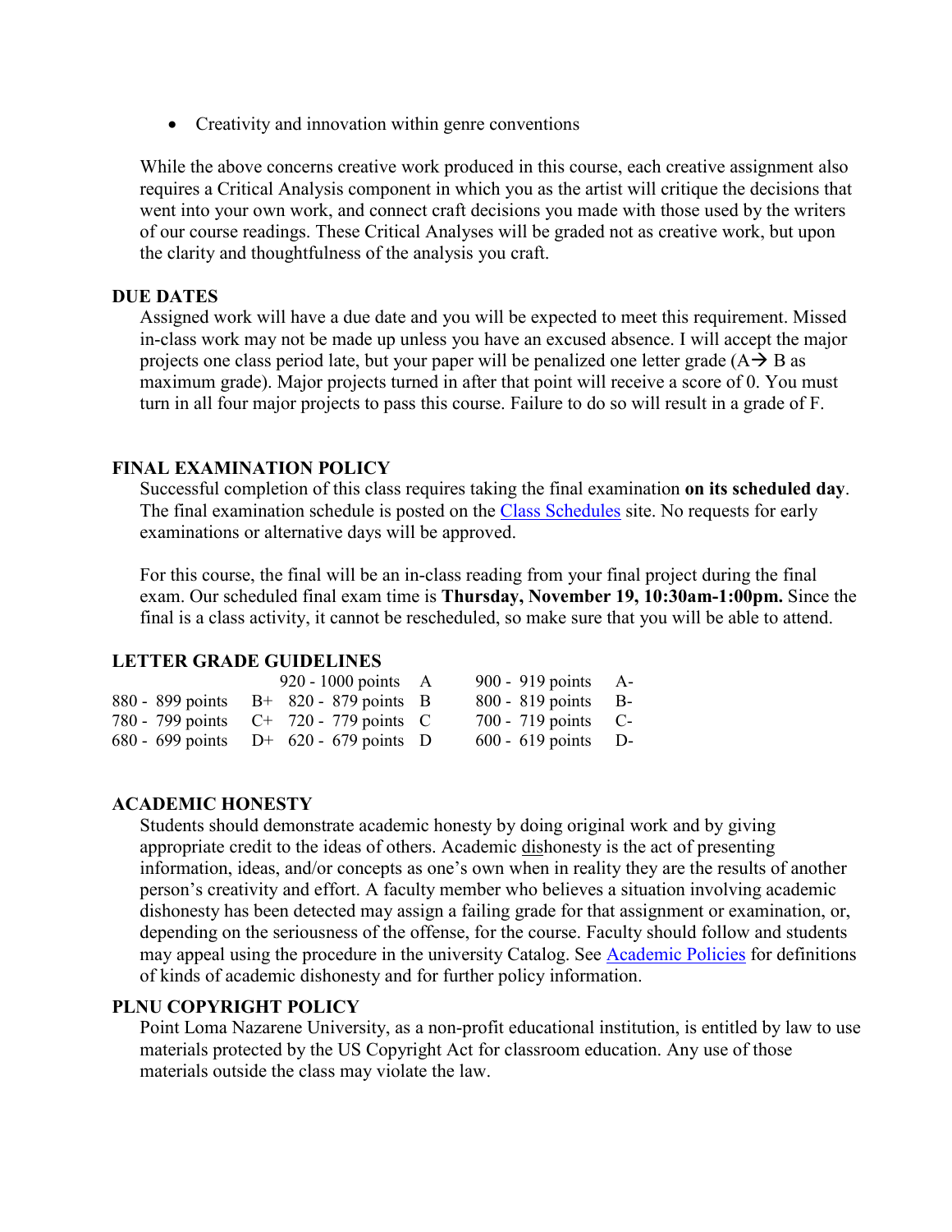- Creativity and innovation within genre conventions

While the above concerns creative work produced in this course, each creative assignment also requires a Critical Analysis component in which you as the artist will critique the decisions that went into your own work, and connect craft decisions you made with those used by the writers of our course readings. These Critical Analyses will be graded not as creative work, but upon the clarity and thoughtfulness of the analysis you craft.

**DUE DATES**

Assigned work will have a due date and you will be expected to meet this requirement. Missed in-class work may not be made up unless you have an excused absence. I will accept the major projects one class period late, but your paper will be penalized one letter grade (A→ B as maximum grade). Major projects turned in after that point will receive a score of 0. You must turn in all four major projects to pass this course. Failure to do so will result in a grade of F.

**FINAL EXAMINATION POLICY**

Successful completion of this class requires taking the final examination **on its scheduled day**. The final examination schedule is posted on the Class Schedules site. No requests for early examinations or alternative days will be approved.

For this course, the final will be an in-class reading from your final project during the final exam. Our scheduled final exam time is **Thursday, November 19, 10:30am-1:00pm.** Since the final is a class activity, it cannot be rescheduled, so make sure that you will be able to attend.

**LETTER GRADE GUIDELINES**

| | | | | | |
|---|---|---|---|---|---|
| | | 920 - 1000 points | A | 900 - 919 points | A- |
| 880 - 899 points | B+ | 820 - 879 points | B | 800 - 819 points | B- |
| 780 - 799 points | C+ | 720 - 779 points | C | 700 - 719 points | C- |
| 680 - 699 points | D+ | 620 - 679 points | D | 600 - 619 points | D- |

**ACADEMIC HONESTY**

Students should demonstrate academic honesty by doing original work and by giving appropriate credit to the ideas of others. Academic dishonesty is the act of presenting information, ideas, and/or concepts as one's own when in reality they are the results of another person's creativity and effort. A faculty member who believes a situation involving academic dishonesty has been detected may assign a failing grade for that assignment or examination, or, depending on the seriousness of the offense, for the course. Faculty should follow and students may appeal using the procedure in the university Catalog. See Academic Policies for definitions of kinds of academic dishonesty and for further policy information.

**PLNU COPYRIGHT POLICY**

Point Loma Nazarene University, as a non-profit educational institution, is entitled by law to use materials protected by the US Copyright Act for classroom education. Any use of those materials outside the class may violate the law.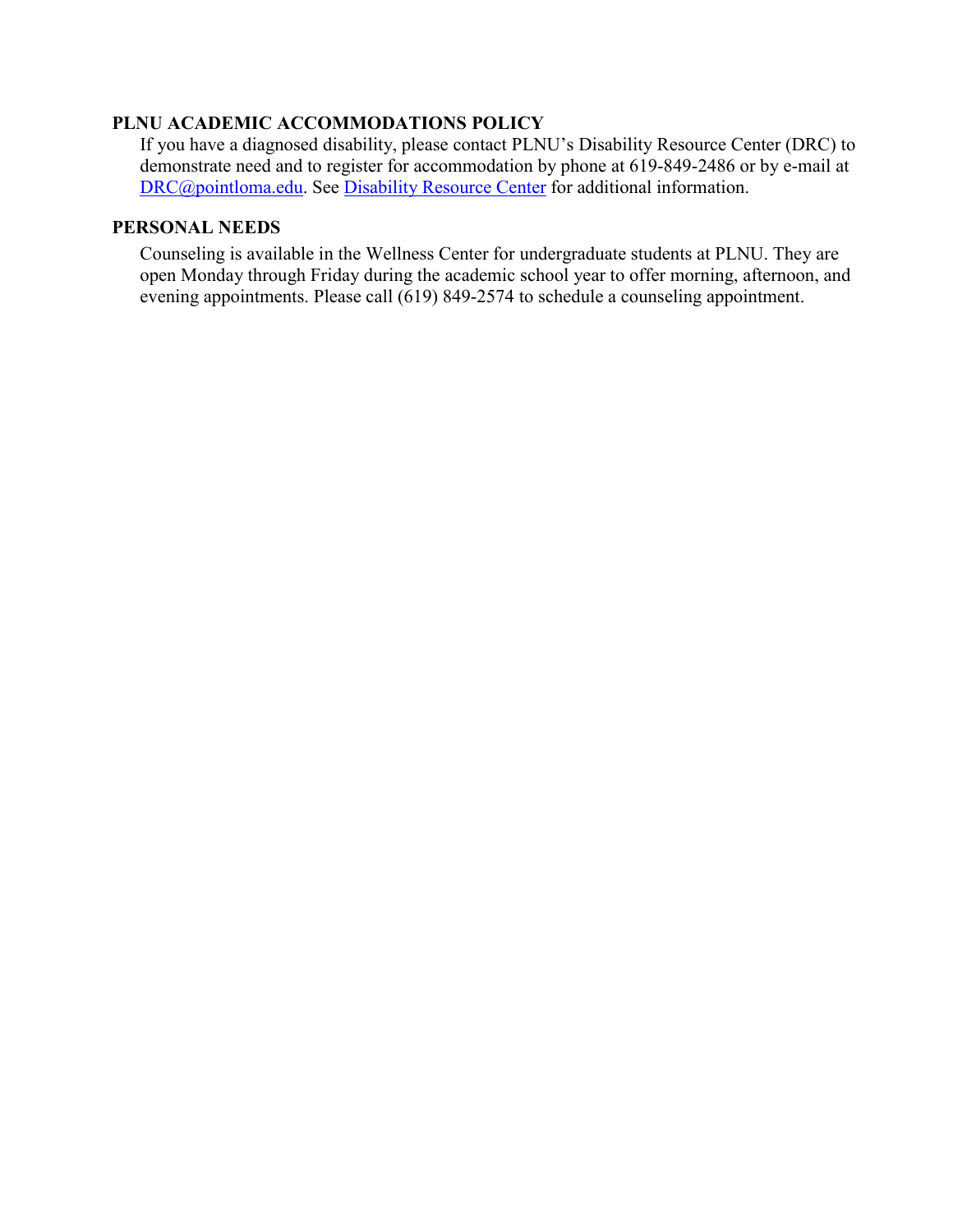**PLNU ACADEMIC ACCOMMODATIONS POLICY**

If you have a diagnosed disability, please contact PLNU's Disability Resource Center (DRC) to demonstrate need and to register for accommodation by phone at 619-849-2486 or by e-mail at DRC@pointloma.edu. See Disability Resource Center for additional information.

**PERSONAL NEEDS**

Counseling is available in the Wellness Center for undergraduate students at PLNU. They are open Monday through Friday during the academic school year to offer morning, afternoon, and evening appointments. Please call (619) 849-2574 to schedule a counseling appointment.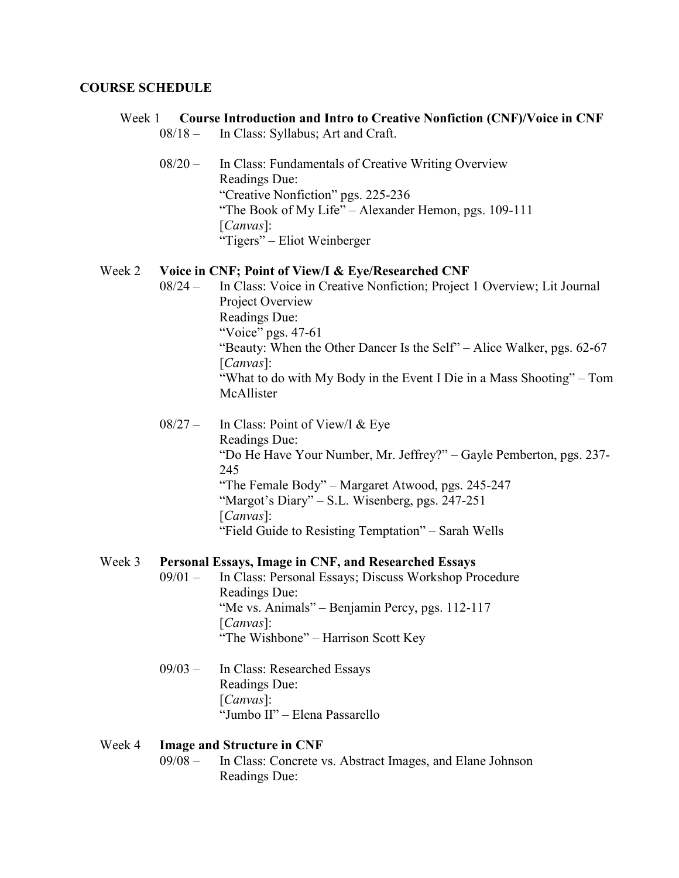**COURSE SCHEDULE**

Week 1 **Course Introduction and Intro to Creative Nonfiction (CNF)/Voice in CNF**

08/18 – In Class: Syllabus; Art and Craft.

08/20 – In Class: Fundamentals of Creative Writing Overview
Readings Due:
"Creative Nonfiction" pgs. 225-236
"The Book of My Life" – Alexander Hemon, pgs. 109-111
[*Canvas*]:
"Tigers" – Eliot Weinberger

Week 2 **Voice in CNF; Point of View/I & Eye/Researched CNF**

08/24 – In Class: Voice in Creative Nonfiction; Project 1 Overview; Lit Journal Project Overview
Readings Due:
"Voice" pgs. 47-61
"Beauty: When the Other Dancer Is the Self" – Alice Walker, pgs. 62-67
[*Canvas*]:
"What to do with My Body in the Event I Die in a Mass Shooting" – Tom McAllister

08/27 – In Class: Point of View/I & Eye
Readings Due:
"Do He Have Your Number, Mr. Jeffrey?" – Gayle Pemberton, pgs. 237-245
"The Female Body" – Margaret Atwood, pgs. 245-247
"Margot's Diary" – S.L. Wisenberg, pgs. 247-251
[*Canvas*]:
"Field Guide to Resisting Temptation" – Sarah Wells

Week 3 **Personal Essays, Image in CNF, and Researched Essays**

09/01 – In Class: Personal Essays; Discuss Workshop Procedure
Readings Due:
"Me vs. Animals" – Benjamin Percy, pgs. 112-117
[*Canvas*]:
"The Wishbone" – Harrison Scott Key

09/03 – In Class: Researched Essays
Readings Due:
[*Canvas*]:
"Jumbo II" – Elena Passarello

Week 4 **Image and Structure in CNF**

09/08 – In Class: Concrete vs. Abstract Images, and Elane Johnson
Readings Due: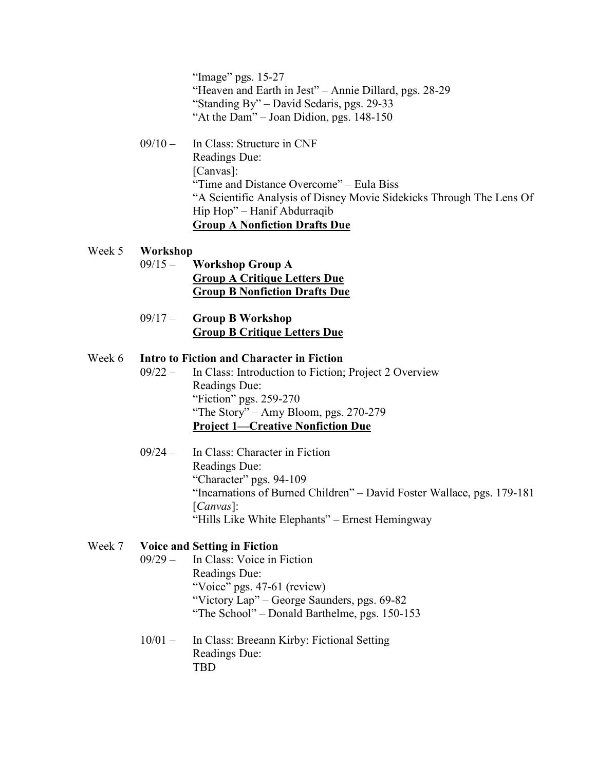"Image" pgs. 15-27
"Heaven and Earth in Jest" – Annie Dillard, pgs. 28-29
"Standing By" – David Sedaris, pgs. 29-33
"At the Dam" – Joan Didion, pgs. 148-150

09/10 – In Class: Structure in CNF
Readings Due:
[Canvas]:
"Time and Distance Overcome" – Eula Biss
"A Scientific Analysis of Disney Movie Sidekicks Through The Lens Of Hip Hop" – Hanif Abdurraqib
**<u>Group A Nonfiction Drafts Due</u>**

Week 5 **Workshop**

09/15 – **Workshop Group A**
**<u>Group A Critique Letters Due</u>**
**<u>Group B Nonfiction Drafts Due</u>**

09/17 – **Group B Workshop**
**<u>Group B Critique Letters Due</u>**

Week 6 **Intro to Fiction and Character in Fiction**

09/22 – In Class: Introduction to Fiction; Project 2 Overview
Readings Due:
"Fiction" pgs. 259-270
"The Story" – Amy Bloom, pgs. 270-279
**<u>Project 1—Creative Nonfiction Due</u>**

09/24 – In Class: Character in Fiction
Readings Due:
"Character" pgs. 94-109
"Incarnations of Burned Children" – David Foster Wallace, pgs. 179-181
[*Canvas*]:
"Hills Like White Elephants" – Ernest Hemingway

Week 7 **Voice and Setting in Fiction**

09/29 – In Class: Voice in Fiction
Readings Due:
"Voice" pgs. 47-61 (review)
"Victory Lap" – George Saunders, pgs. 69-82
"The School" – Donald Barthelme, pgs. 150-153

10/01 – In Class: Breeann Kirby: Fictional Setting
Readings Due:
TBD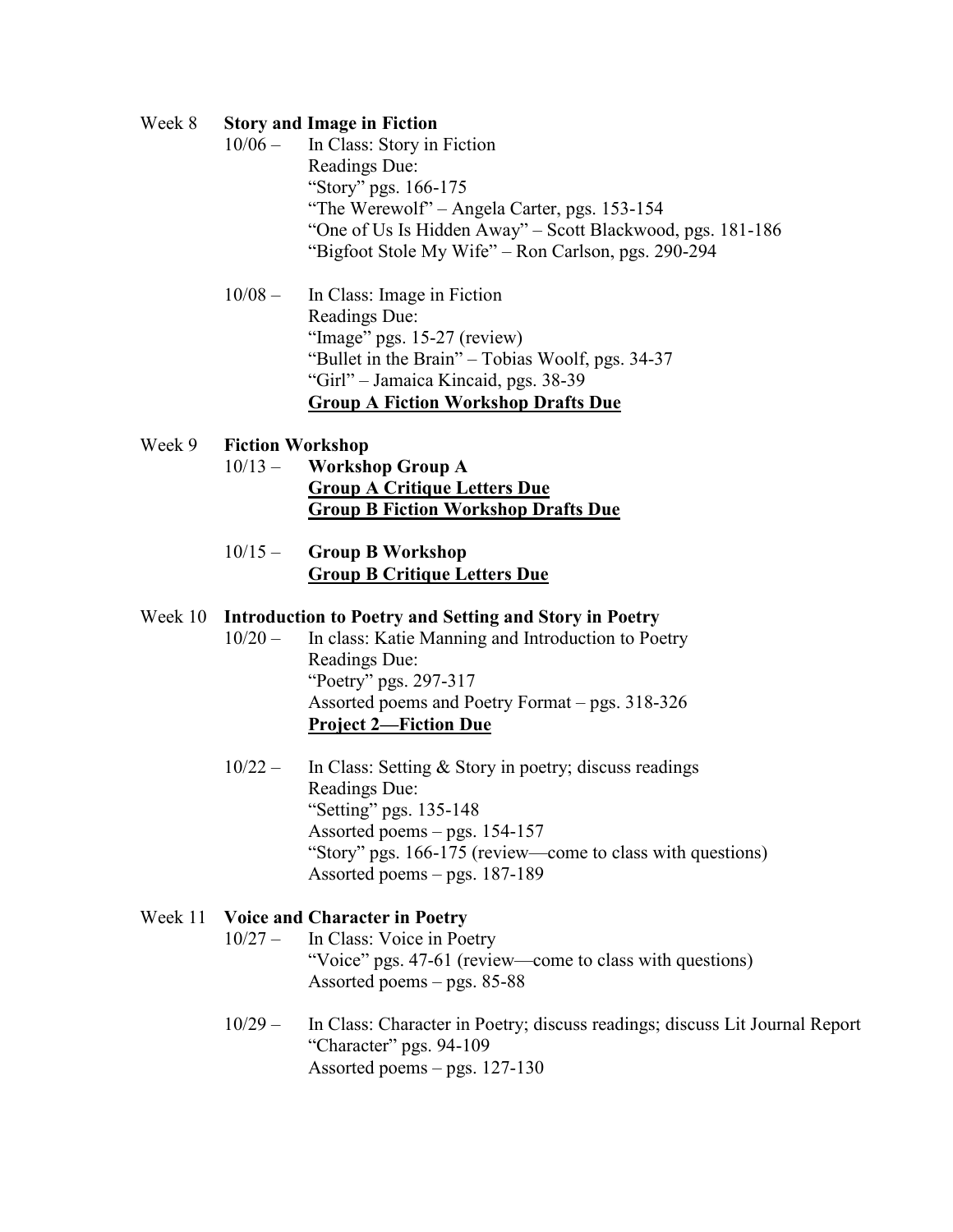Week 8 **Story and Image in Fiction**

10/06 – In Class: Story in Fiction
Readings Due:
"Story" pgs. 166-175
"The Werewolf" – Angela Carter, pgs. 153-154
"One of Us Is Hidden Away" – Scott Blackwood, pgs. 181-186
"Bigfoot Stole My Wife" – Ron Carlson, pgs. 290-294

10/08 – In Class: Image in Fiction
Readings Due:
"Image" pgs. 15-27 (review)
"Bullet in the Brain" – Tobias Woolf, pgs. 34-37
"Girl" – Jamaica Kincaid, pgs. 38-39
<u>**Group A Fiction Workshop Drafts Due**</u>

Week 9 **Fiction Workshop**

10/13 – **Workshop Group A**
<u>**Group A Critique Letters Due**</u>
<u>**Group B Fiction Workshop Drafts Due**</u>

10/15 – **Group B Workshop**
<u>**Group B Critique Letters Due**</u>

Week 10 **Introduction to Poetry and Setting and Story in Poetry**

10/20 – In class: Katie Manning and Introduction to Poetry
Readings Due:
"Poetry" pgs. 297-317
Assorted poems and Poetry Format – pgs. 318-326
<u>**Project 2—Fiction Due**</u>

10/22 – In Class: Setting & Story in poetry; discuss readings
Readings Due:
"Setting" pgs. 135-148
Assorted poems – pgs. 154-157
"Story" pgs. 166-175 (review—come to class with questions)
Assorted poems – pgs. 187-189

Week 11 **Voice and Character in Poetry**

10/27 – In Class: Voice in Poetry
"Voice" pgs. 47-61 (review—come to class with questions)
Assorted poems – pgs. 85-88

10/29 – In Class: Character in Poetry; discuss readings; discuss Lit Journal Report
"Character" pgs. 94-109
Assorted poems – pgs. 127-130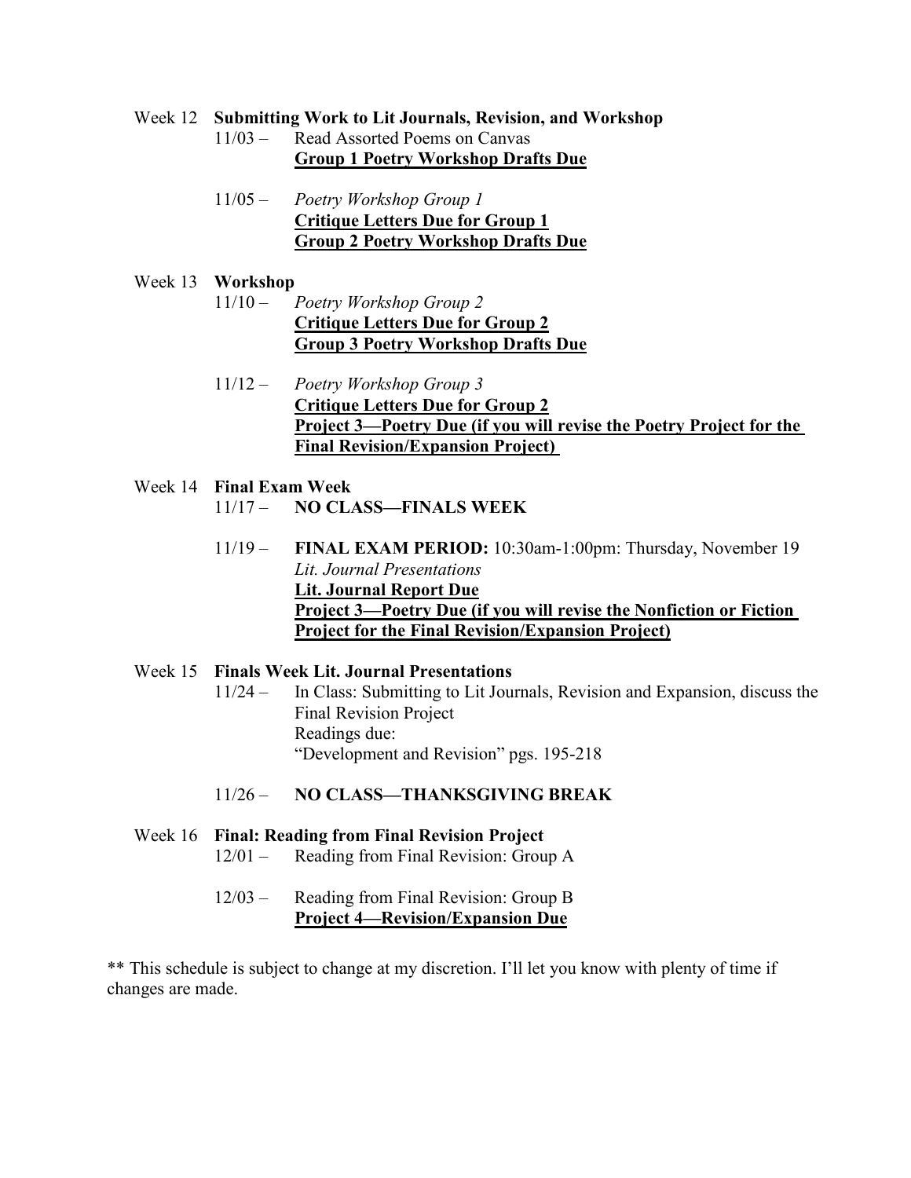Week 12 **Submitting Work to Lit Journals, Revision, and Workshop**

11/03 – Read Assorted Poems on Canvas
**Group 1 Poetry Workshop Drafts Due**

11/05 – *Poetry Workshop Group 1*
**Critique Letters Due for Group 1**
**Group 2 Poetry Workshop Drafts Due**

Week 13 **Workshop**

11/10 – *Poetry Workshop Group 2*
**Critique Letters Due for Group 2**
**Group 3 Poetry Workshop Drafts Due**

11/12 – *Poetry Workshop Group 3*
**Critique Letters Due for Group 2**
**Project 3—Poetry Due (if you will revise the Poetry Project for the Final Revision/Expansion Project)**

Week 14 **Final Exam Week**

11/17 – **NO CLASS—FINALS WEEK**

11/19 – **FINAL EXAM PERIOD:** 10:30am-1:00pm: Thursday, November 19
*Lit. Journal Presentations*
**Lit. Journal Report Due**
**Project 3—Poetry Due (if you will revise the Nonfiction or Fiction Project for the Final Revision/Expansion Project)**

Week 15 **Finals Week Lit. Journal Presentations**

11/24 – In Class: Submitting to Lit Journals, Revision and Expansion, discuss the Final Revision Project
Readings due:
"Development and Revision" pgs. 195-218

11/26 – **NO CLASS—THANKSGIVING BREAK**

Week 16 **Final: Reading from Final Revision Project**

12/01 – Reading from Final Revision: Group A

12/03 – Reading from Final Revision: Group B
**Project 4—Revision/Expansion Due**

** This schedule is subject to change at my discretion. I'll let you know with plenty of time if changes are made.